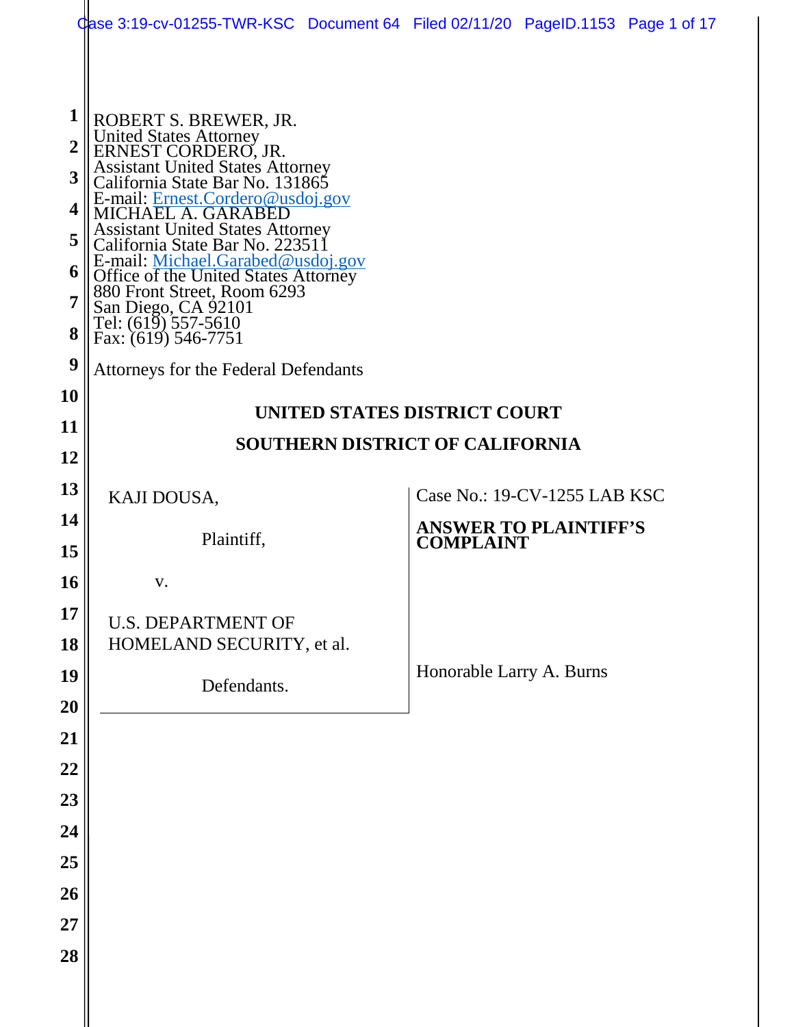ROBERT S. BREWER, JR.
United States Attorney
ERNEST CORDERO, JR.
Assistant United States Attorney
California State Bar No. 131865
E-mail: Ernest.Cordero@usdoj.gov
MICHAEL A. GARABED
Assistant United States Attorney
California State Bar No. 223511
E-mail: Michael.Garabed@usdoj.gov
Office of the United States Attorney
880 Front Street, Room 6293
San Diego, CA 92101
Tel: (619) 557-5610
Fax: (619) 546-7751

Attorneys for the Federal Defendants

**UNITED STATES DISTRICT COURT**

**SOUTHERN DISTRICT OF CALIFORNIA**

KAJI DOUSA,

Plaintiff,

v.

U.S. DEPARTMENT OF HOMELAND SECURITY, et al.

Defendants.

Case No.: 19-CV-1255 LAB KSC

**ANSWER TO PLAINTIFF'S COMPLAINT**

Honorable Larry A. Burns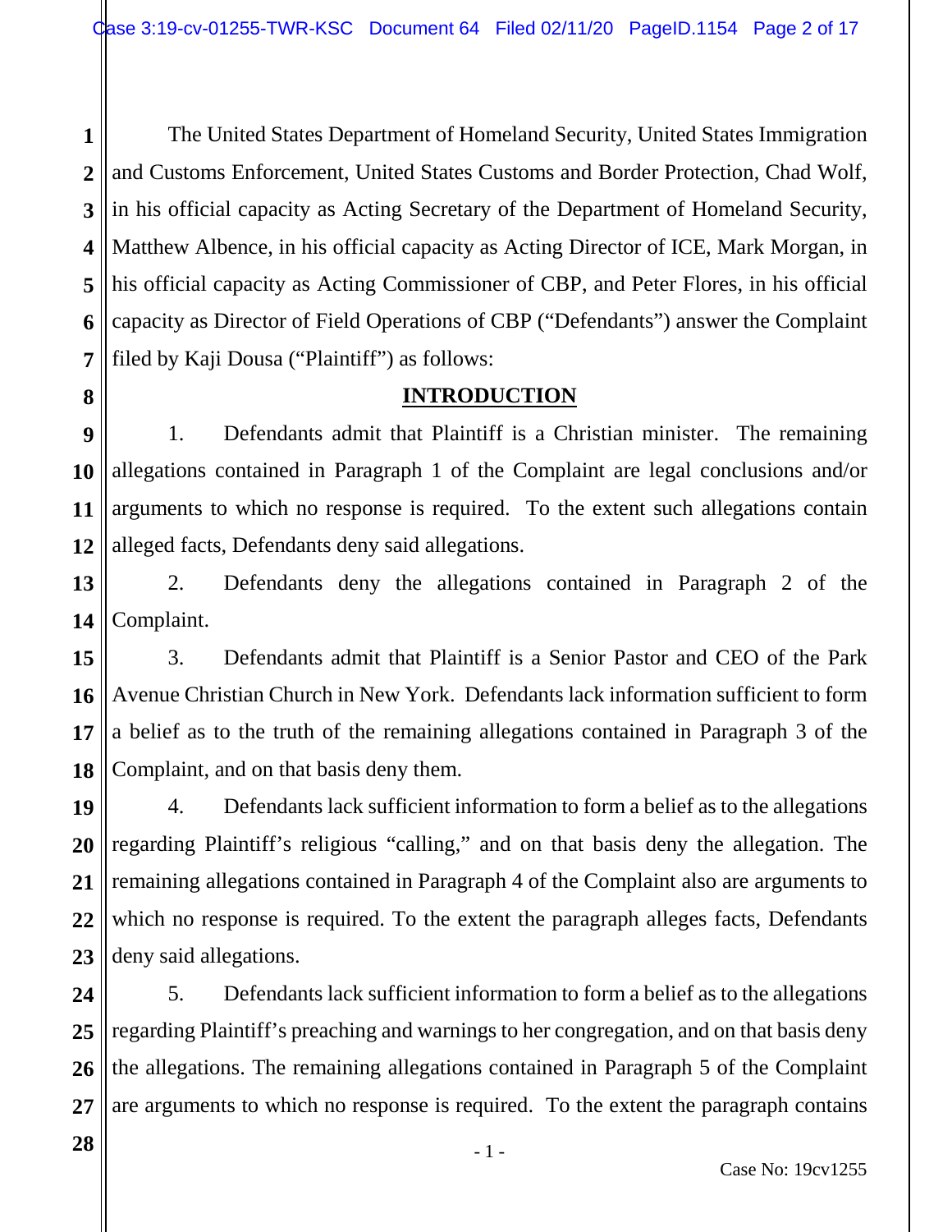The United States Department of Homeland Security, United States Immigration and Customs Enforcement, United States Customs and Border Protection, Chad Wolf, in his official capacity as Acting Secretary of the Department of Homeland Security, Matthew Albence, in his official capacity as Acting Director of ICE, Mark Morgan, in his official capacity as Acting Commissioner of CBP, and Peter Flores, in his official capacity as Director of Field Operations of CBP ("Defendants") answer the Complaint filed by Kaji Dousa ("Plaintiff") as follows:

## INTRODUCTION

1. Defendants admit that Plaintiff is a Christian minister. The remaining allegations contained in Paragraph 1 of the Complaint are legal conclusions and/or arguments to which no response is required. To the extent such allegations contain alleged facts, Defendants deny said allegations.

2. Defendants deny the allegations contained in Paragraph 2 of the Complaint.

3. Defendants admit that Plaintiff is a Senior Pastor and CEO of the Park Avenue Christian Church in New York. Defendants lack information sufficient to form a belief as to the truth of the remaining allegations contained in Paragraph 3 of the Complaint, and on that basis deny them.

4. Defendants lack sufficient information to form a belief as to the allegations regarding Plaintiff's religious "calling," and on that basis deny the allegation. The remaining allegations contained in Paragraph 4 of the Complaint also are arguments to which no response is required. To the extent the paragraph alleges facts, Defendants deny said allegations.

5. Defendants lack sufficient information to form a belief as to the allegations regarding Plaintiff's preaching and warnings to her congregation, and on that basis deny the allegations. The remaining allegations contained in Paragraph 5 of the Complaint are arguments to which no response is required. To the extent the paragraph contains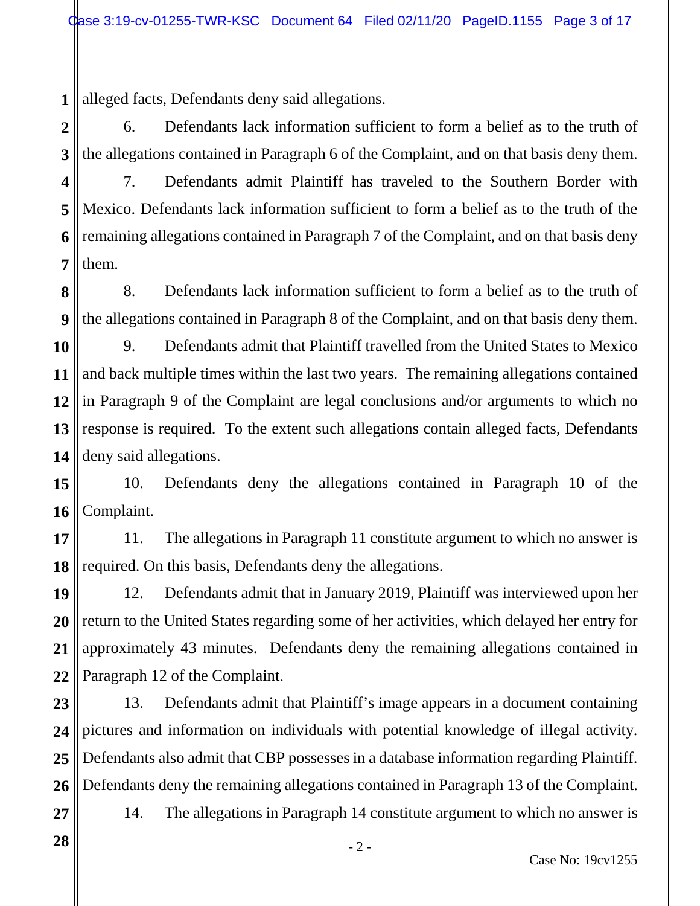alleged facts, Defendants deny said allegations.

6. Defendants lack information sufficient to form a belief as to the truth of the allegations contained in Paragraph 6 of the Complaint, and on that basis deny them.

7. Defendants admit Plaintiff has traveled to the Southern Border with Mexico. Defendants lack information sufficient to form a belief as to the truth of the remaining allegations contained in Paragraph 7 of the Complaint, and on that basis deny them.

8. Defendants lack information sufficient to form a belief as to the truth of the allegations contained in Paragraph 8 of the Complaint, and on that basis deny them.

9. Defendants admit that Plaintiff travelled from the United States to Mexico and back multiple times within the last two years. The remaining allegations contained in Paragraph 9 of the Complaint are legal conclusions and/or arguments to which no response is required. To the extent such allegations contain alleged facts, Defendants deny said allegations.

10. Defendants deny the allegations contained in Paragraph 10 of the Complaint.

11. The allegations in Paragraph 11 constitute argument to which no answer is required. On this basis, Defendants deny the allegations.

12. Defendants admit that in January 2019, Plaintiff was interviewed upon her return to the United States regarding some of her activities, which delayed her entry for approximately 43 minutes. Defendants deny the remaining allegations contained in Paragraph 12 of the Complaint.

13. Defendants admit that Plaintiff's image appears in a document containing pictures and information on individuals with potential knowledge of illegal activity. Defendants also admit that CBP possesses in a database information regarding Plaintiff. Defendants deny the remaining allegations contained in Paragraph 13 of the Complaint.

14. The allegations in Paragraph 14 constitute argument to which no answer is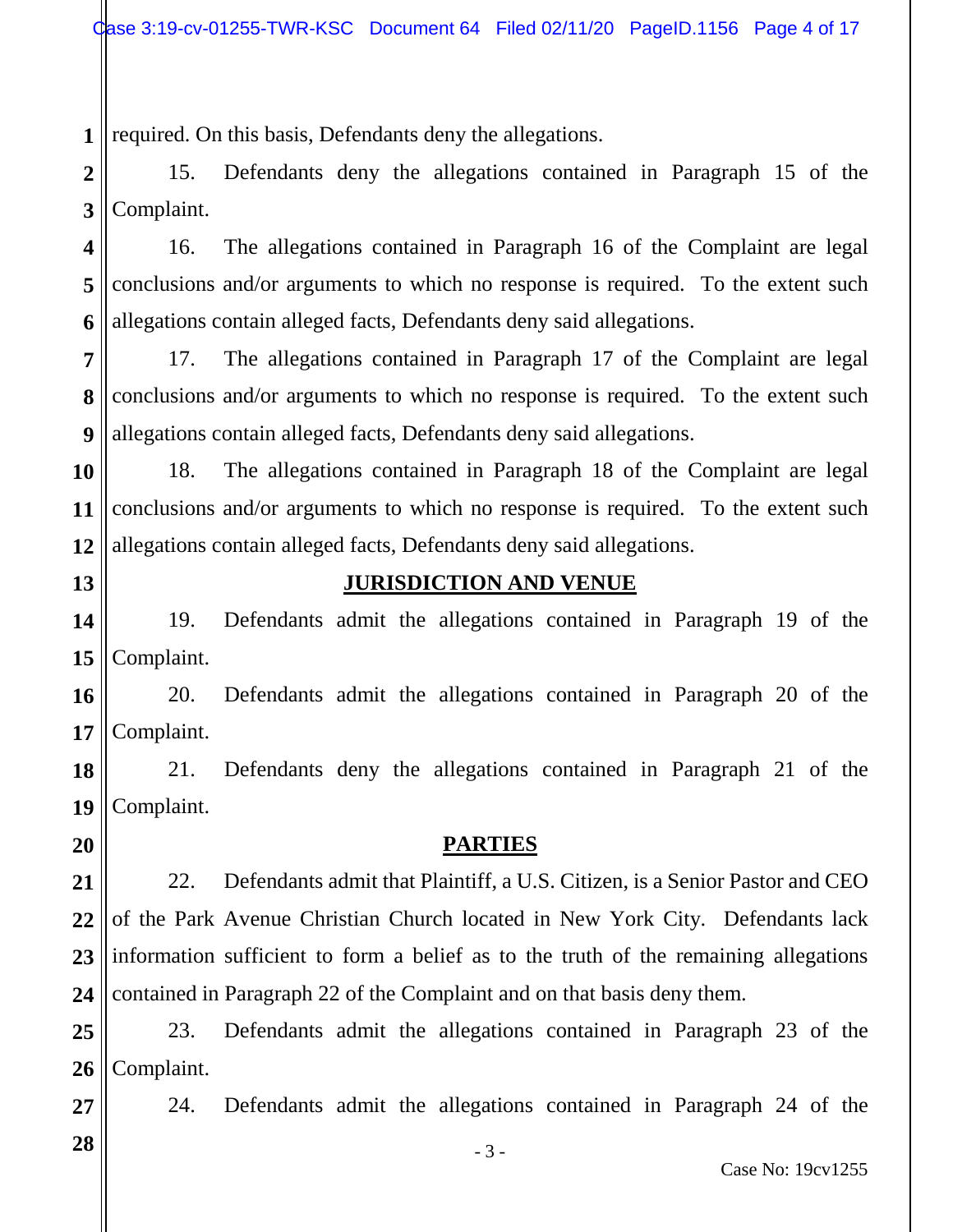required. On this basis, Defendants deny the allegations.

15. Defendants deny the allegations contained in Paragraph 15 of the Complaint.

16. The allegations contained in Paragraph 16 of the Complaint are legal conclusions and/or arguments to which no response is required. To the extent such allegations contain alleged facts, Defendants deny said allegations.

17. The allegations contained in Paragraph 17 of the Complaint are legal conclusions and/or arguments to which no response is required. To the extent such allegations contain alleged facts, Defendants deny said allegations.

18. The allegations contained in Paragraph 18 of the Complaint are legal conclusions and/or arguments to which no response is required. To the extent such allegations contain alleged facts, Defendants deny said allegations.

## JURISDICTION AND VENUE

19. Defendants admit the allegations contained in Paragraph 19 of the Complaint.

20. Defendants admit the allegations contained in Paragraph 20 of the Complaint.

21. Defendants deny the allegations contained in Paragraph 21 of the Complaint.

## PARTIES

22. Defendants admit that Plaintiff, a U.S. Citizen, is a Senior Pastor and CEO of the Park Avenue Christian Church located in New York City. Defendants lack information sufficient to form a belief as to the truth of the remaining allegations contained in Paragraph 22 of the Complaint and on that basis deny them.

23. Defendants admit the allegations contained in Paragraph 23 of the Complaint.

24. Defendants admit the allegations contained in Paragraph 24 of the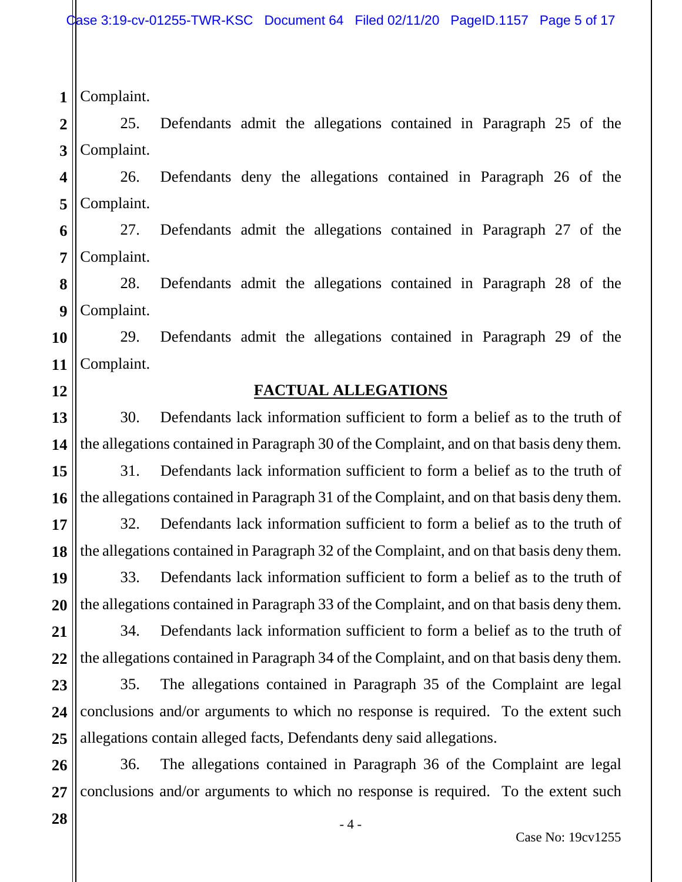Complaint.

25. Defendants admit the allegations contained in Paragraph 25 of the Complaint.

26. Defendants deny the allegations contained in Paragraph 26 of the Complaint.

27. Defendants admit the allegations contained in Paragraph 27 of the Complaint.

28. Defendants admit the allegations contained in Paragraph 28 of the Complaint.

29. Defendants admit the allegations contained in Paragraph 29 of the Complaint.

## FACTUAL ALLEGATIONS

30. Defendants lack information sufficient to form a belief as to the truth of the allegations contained in Paragraph 30 of the Complaint, and on that basis deny them.

31. Defendants lack information sufficient to form a belief as to the truth of the allegations contained in Paragraph 31 of the Complaint, and on that basis deny them.

32. Defendants lack information sufficient to form a belief as to the truth of the allegations contained in Paragraph 32 of the Complaint, and on that basis deny them.

33. Defendants lack information sufficient to form a belief as to the truth of the allegations contained in Paragraph 33 of the Complaint, and on that basis deny them.

34. Defendants lack information sufficient to form a belief as to the truth of the allegations contained in Paragraph 34 of the Complaint, and on that basis deny them.

35. The allegations contained in Paragraph 35 of the Complaint are legal conclusions and/or arguments to which no response is required. To the extent such allegations contain alleged facts, Defendants deny said allegations.

36. The allegations contained in Paragraph 36 of the Complaint are legal conclusions and/or arguments to which no response is required. To the extent such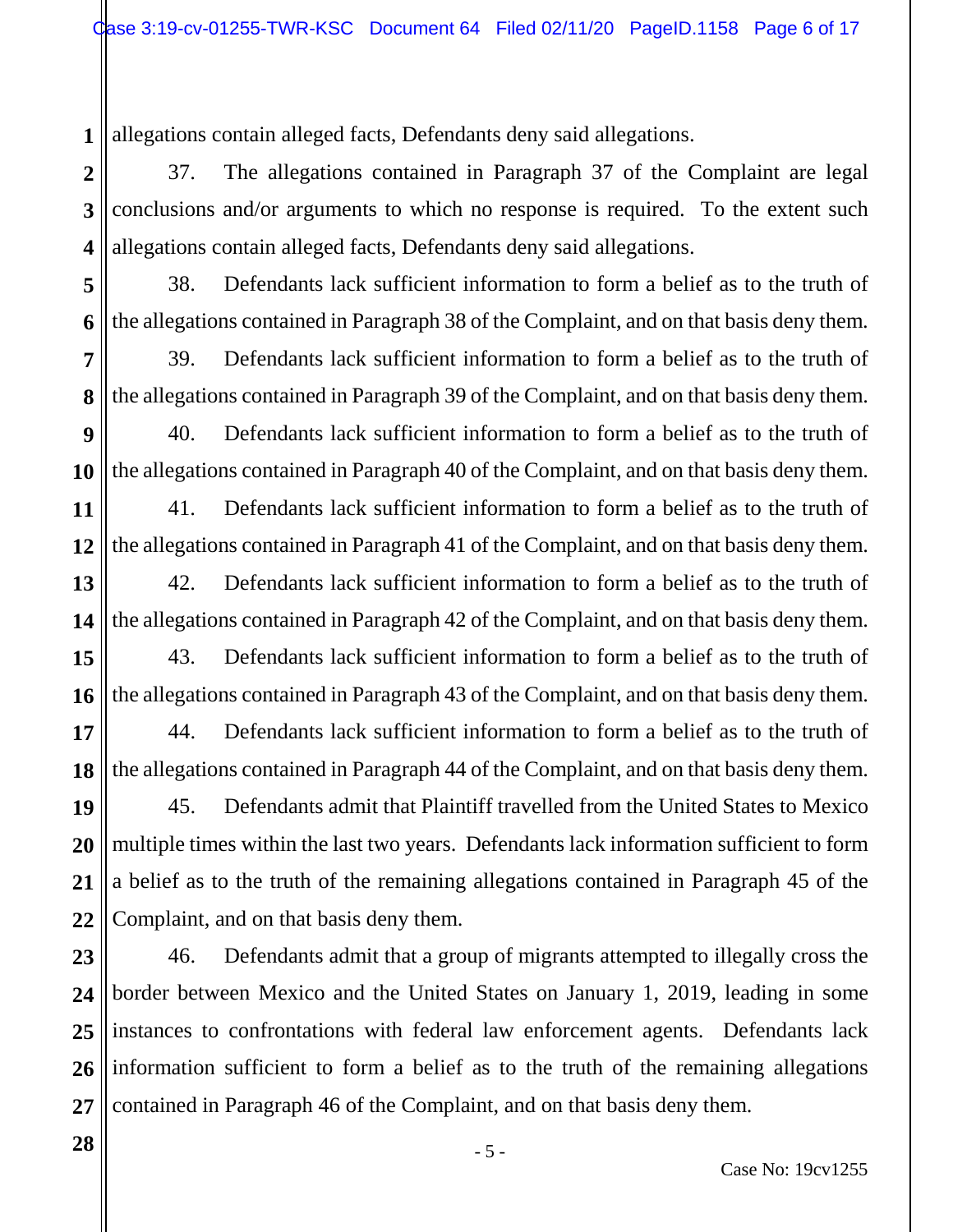allegations contain alleged facts, Defendants deny said allegations.

37. The allegations contained in Paragraph 37 of the Complaint are legal conclusions and/or arguments to which no response is required. To the extent such allegations contain alleged facts, Defendants deny said allegations.

38. Defendants lack sufficient information to form a belief as to the truth of the allegations contained in Paragraph 38 of the Complaint, and on that basis deny them.

39. Defendants lack sufficient information to form a belief as to the truth of the allegations contained in Paragraph 39 of the Complaint, and on that basis deny them.

40. Defendants lack sufficient information to form a belief as to the truth of the allegations contained in Paragraph 40 of the Complaint, and on that basis deny them.

41. Defendants lack sufficient information to form a belief as to the truth of the allegations contained in Paragraph 41 of the Complaint, and on that basis deny them.

42. Defendants lack sufficient information to form a belief as to the truth of the allegations contained in Paragraph 42 of the Complaint, and on that basis deny them.

43. Defendants lack sufficient information to form a belief as to the truth of the allegations contained in Paragraph 43 of the Complaint, and on that basis deny them.

44. Defendants lack sufficient information to form a belief as to the truth of the allegations contained in Paragraph 44 of the Complaint, and on that basis deny them.

45. Defendants admit that Plaintiff travelled from the United States to Mexico multiple times within the last two years. Defendants lack information sufficient to form a belief as to the truth of the remaining allegations contained in Paragraph 45 of the Complaint, and on that basis deny them.

46. Defendants admit that a group of migrants attempted to illegally cross the border between Mexico and the United States on January 1, 2019, leading in some instances to confrontations with federal law enforcement agents. Defendants lack information sufficient to form a belief as to the truth of the remaining allegations contained in Paragraph 46 of the Complaint, and on that basis deny them.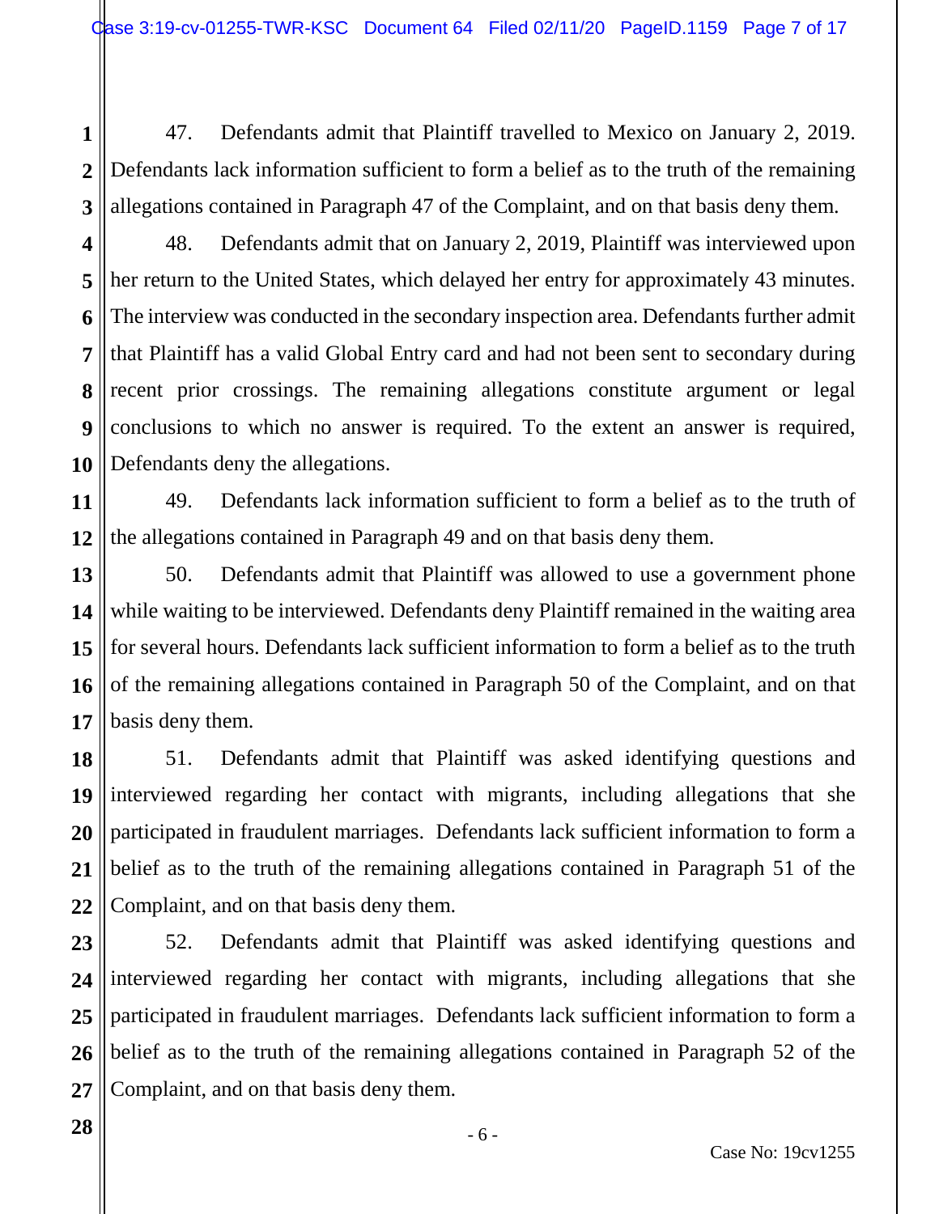47. Defendants admit that Plaintiff travelled to Mexico on January 2, 2019. Defendants lack information sufficient to form a belief as to the truth of the remaining allegations contained in Paragraph 47 of the Complaint, and on that basis deny them.

48. Defendants admit that on January 2, 2019, Plaintiff was interviewed upon her return to the United States, which delayed her entry for approximately 43 minutes. The interview was conducted in the secondary inspection area. Defendants further admit that Plaintiff has a valid Global Entry card and had not been sent to secondary during recent prior crossings. The remaining allegations constitute argument or legal conclusions to which no answer is required. To the extent an answer is required, Defendants deny the allegations.

49. Defendants lack information sufficient to form a belief as to the truth of the allegations contained in Paragraph 49 and on that basis deny them.

50. Defendants admit that Plaintiff was allowed to use a government phone while waiting to be interviewed. Defendants deny Plaintiff remained in the waiting area for several hours. Defendants lack sufficient information to form a belief as to the truth of the remaining allegations contained in Paragraph 50 of the Complaint, and on that basis deny them.

51. Defendants admit that Plaintiff was asked identifying questions and interviewed regarding her contact with migrants, including allegations that she participated in fraudulent marriages. Defendants lack sufficient information to form a belief as to the truth of the remaining allegations contained in Paragraph 51 of the Complaint, and on that basis deny them.

52. Defendants admit that Plaintiff was asked identifying questions and interviewed regarding her contact with migrants, including allegations that she participated in fraudulent marriages. Defendants lack sufficient information to form a belief as to the truth of the remaining allegations contained in Paragraph 52 of the Complaint, and on that basis deny them.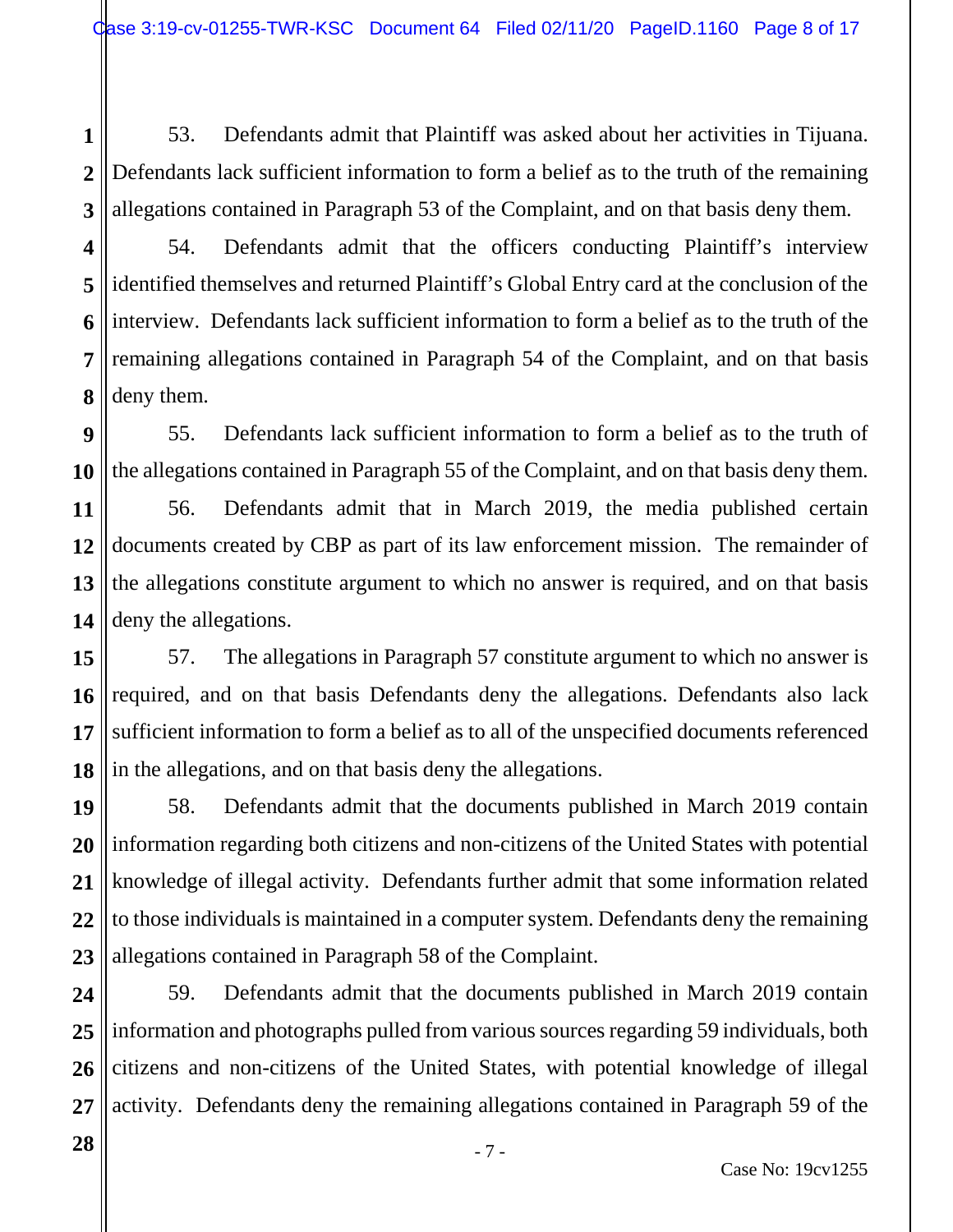53. Defendants admit that Plaintiff was asked about her activities in Tijuana. Defendants lack sufficient information to form a belief as to the truth of the remaining allegations contained in Paragraph 53 of the Complaint, and on that basis deny them.

54. Defendants admit that the officers conducting Plaintiff's interview identified themselves and returned Plaintiff's Global Entry card at the conclusion of the interview. Defendants lack sufficient information to form a belief as to the truth of the remaining allegations contained in Paragraph 54 of the Complaint, and on that basis deny them.

55. Defendants lack sufficient information to form a belief as to the truth of the allegations contained in Paragraph 55 of the Complaint, and on that basis deny them.

56. Defendants admit that in March 2019, the media published certain documents created by CBP as part of its law enforcement mission. The remainder of the allegations constitute argument to which no answer is required, and on that basis deny the allegations.

57. The allegations in Paragraph 57 constitute argument to which no answer is required, and on that basis Defendants deny the allegations. Defendants also lack sufficient information to form a belief as to all of the unspecified documents referenced in the allegations, and on that basis deny the allegations.

58. Defendants admit that the documents published in March 2019 contain information regarding both citizens and non-citizens of the United States with potential knowledge of illegal activity. Defendants further admit that some information related to those individuals is maintained in a computer system. Defendants deny the remaining allegations contained in Paragraph 58 of the Complaint.

59. Defendants admit that the documents published in March 2019 contain information and photographs pulled from various sources regarding 59 individuals, both citizens and non-citizens of the United States, with potential knowledge of illegal activity. Defendants deny the remaining allegations contained in Paragraph 59 of the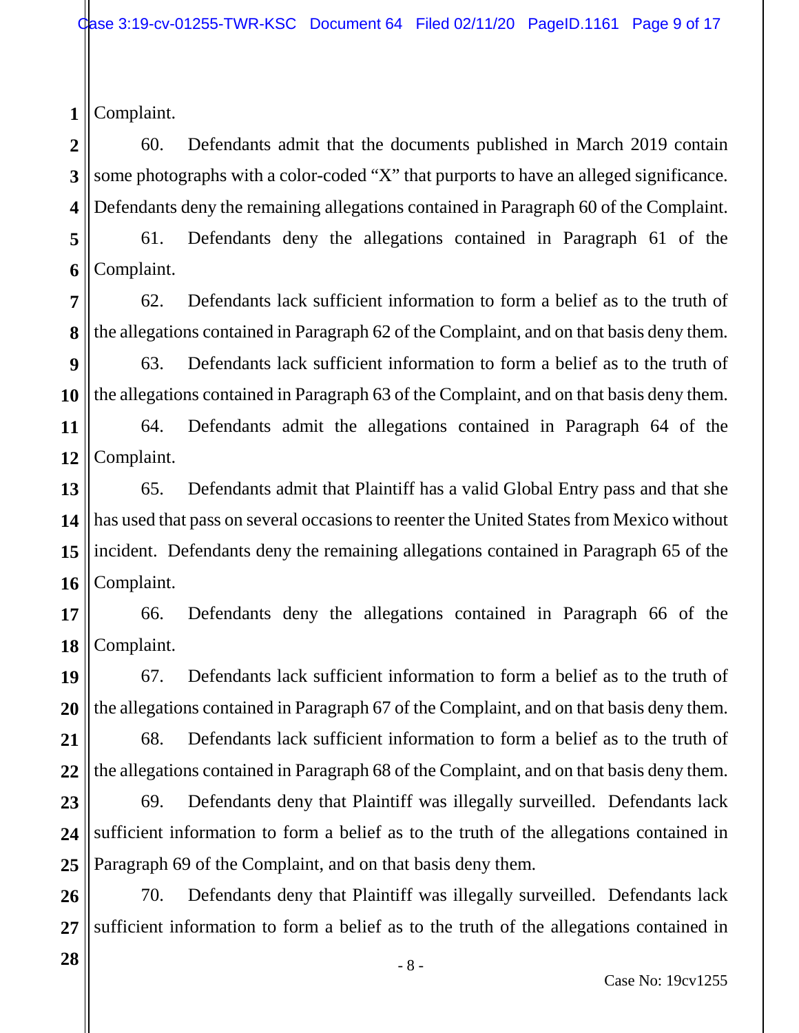Complaint.

60. Defendants admit that the documents published in March 2019 contain some photographs with a color-coded "X" that purports to have an alleged significance. Defendants deny the remaining allegations contained in Paragraph 60 of the Complaint.

61. Defendants deny the allegations contained in Paragraph 61 of the Complaint.

62. Defendants lack sufficient information to form a belief as to the truth of the allegations contained in Paragraph 62 of the Complaint, and on that basis deny them.

63. Defendants lack sufficient information to form a belief as to the truth of the allegations contained in Paragraph 63 of the Complaint, and on that basis deny them.

64. Defendants admit the allegations contained in Paragraph 64 of the Complaint.

65. Defendants admit that Plaintiff has a valid Global Entry pass and that she has used that pass on several occasions to reenter the United States from Mexico without incident. Defendants deny the remaining allegations contained in Paragraph 65 of the Complaint.

66. Defendants deny the allegations contained in Paragraph 66 of the Complaint.

67. Defendants lack sufficient information to form a belief as to the truth of the allegations contained in Paragraph 67 of the Complaint, and on that basis deny them.

68. Defendants lack sufficient information to form a belief as to the truth of the allegations contained in Paragraph 68 of the Complaint, and on that basis deny them.

69. Defendants deny that Plaintiff was illegally surveilled. Defendants lack sufficient information to form a belief as to the truth of the allegations contained in Paragraph 69 of the Complaint, and on that basis deny them.

70. Defendants deny that Plaintiff was illegally surveilled. Defendants lack sufficient information to form a belief as to the truth of the allegations contained in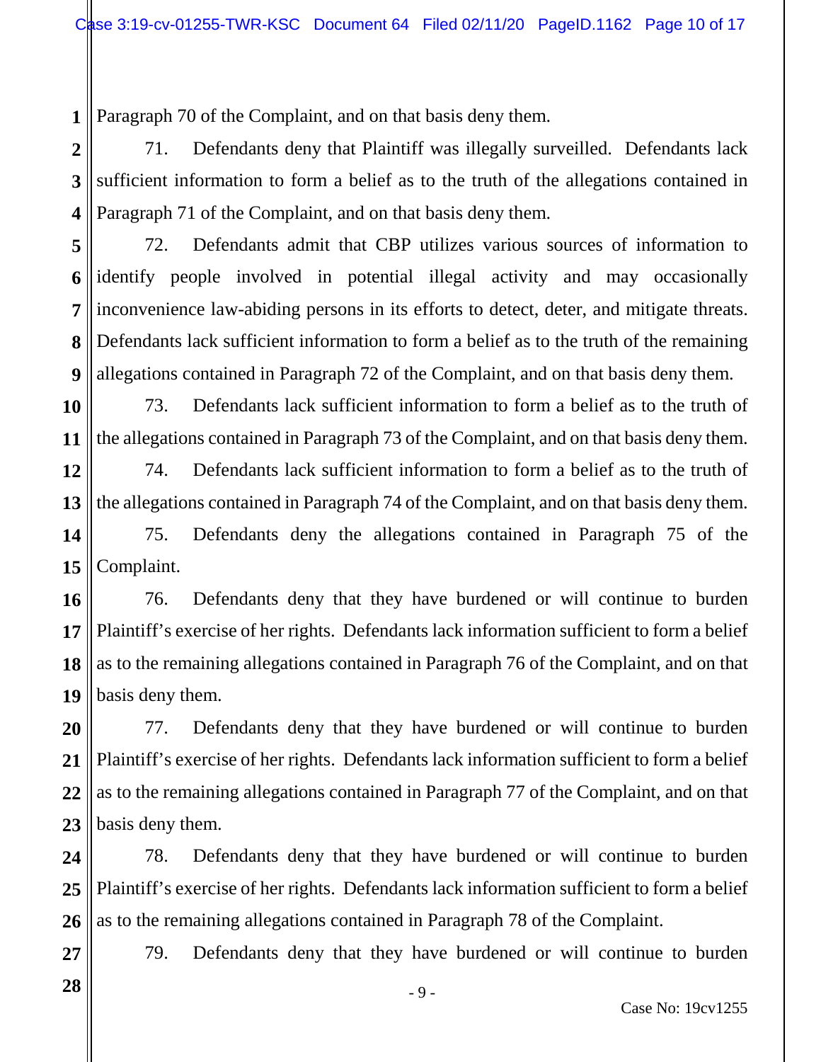Paragraph 70 of the Complaint, and on that basis deny them.

71. Defendants deny that Plaintiff was illegally surveilled. Defendants lack sufficient information to form a belief as to the truth of the allegations contained in Paragraph 71 of the Complaint, and on that basis deny them.

72. Defendants admit that CBP utilizes various sources of information to identify people involved in potential illegal activity and may occasionally inconvenience law-abiding persons in its efforts to detect, deter, and mitigate threats. Defendants lack sufficient information to form a belief as to the truth of the remaining allegations contained in Paragraph 72 of the Complaint, and on that basis deny them.

73. Defendants lack sufficient information to form a belief as to the truth of the allegations contained in Paragraph 73 of the Complaint, and on that basis deny them.

74. Defendants lack sufficient information to form a belief as to the truth of the allegations contained in Paragraph 74 of the Complaint, and on that basis deny them.

75. Defendants deny the allegations contained in Paragraph 75 of the Complaint.

76. Defendants deny that they have burdened or will continue to burden Plaintiff's exercise of her rights. Defendants lack information sufficient to form a belief as to the remaining allegations contained in Paragraph 76 of the Complaint, and on that basis deny them.

77. Defendants deny that they have burdened or will continue to burden Plaintiff's exercise of her rights. Defendants lack information sufficient to form a belief as to the remaining allegations contained in Paragraph 77 of the Complaint, and on that basis deny them.

78. Defendants deny that they have burdened or will continue to burden Plaintiff's exercise of her rights. Defendants lack information sufficient to form a belief as to the remaining allegations contained in Paragraph 78 of the Complaint.

79. Defendants deny that they have burdened or will continue to burden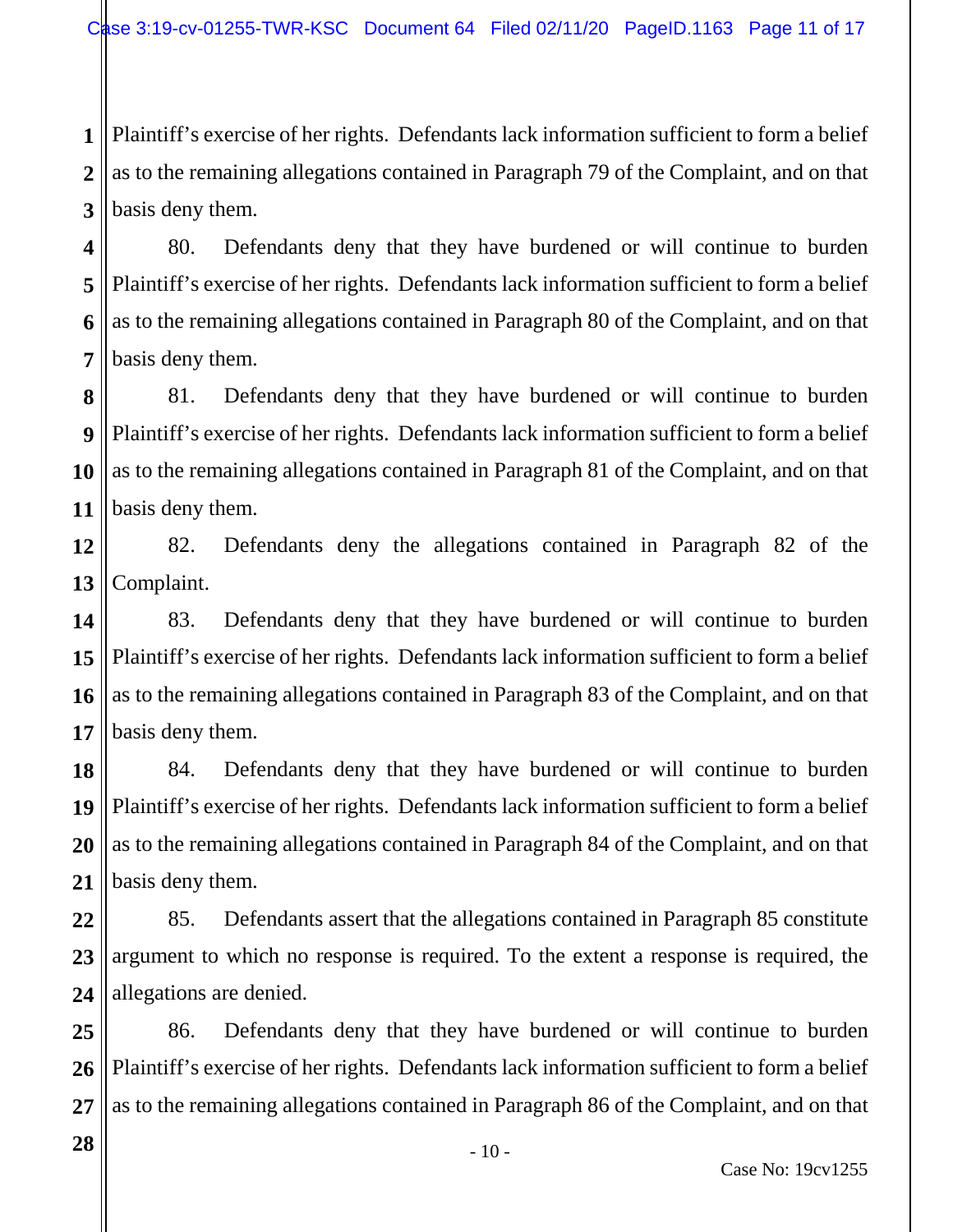Plaintiff's exercise of her rights. Defendants lack information sufficient to form a belief as to the remaining allegations contained in Paragraph 79 of the Complaint, and on that basis deny them.

80. Defendants deny that they have burdened or will continue to burden Plaintiff's exercise of her rights. Defendants lack information sufficient to form a belief as to the remaining allegations contained in Paragraph 80 of the Complaint, and on that basis deny them.

81. Defendants deny that they have burdened or will continue to burden Plaintiff's exercise of her rights. Defendants lack information sufficient to form a belief as to the remaining allegations contained in Paragraph 81 of the Complaint, and on that basis deny them.

82. Defendants deny the allegations contained in Paragraph 82 of the Complaint.

83. Defendants deny that they have burdened or will continue to burden Plaintiff's exercise of her rights. Defendants lack information sufficient to form a belief as to the remaining allegations contained in Paragraph 83 of the Complaint, and on that basis deny them.

84. Defendants deny that they have burdened or will continue to burden Plaintiff's exercise of her rights. Defendants lack information sufficient to form a belief as to the remaining allegations contained in Paragraph 84 of the Complaint, and on that basis deny them.

85. Defendants assert that the allegations contained in Paragraph 85 constitute argument to which no response is required. To the extent a response is required, the allegations are denied.

86. Defendants deny that they have burdened or will continue to burden Plaintiff's exercise of her rights. Defendants lack information sufficient to form a belief as to the remaining allegations contained in Paragraph 86 of the Complaint, and on that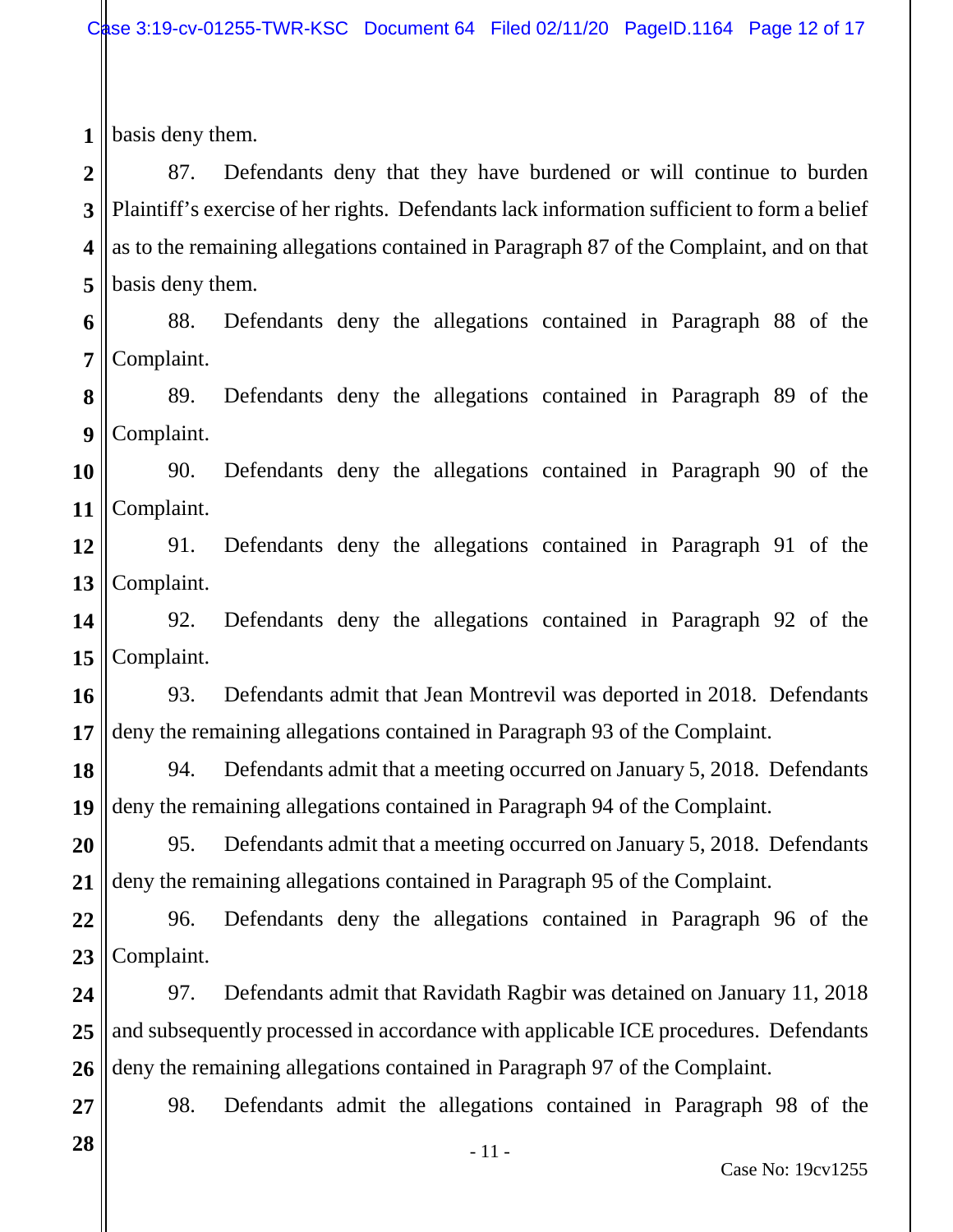basis deny them.

87. Defendants deny that they have burdened or will continue to burden Plaintiff's exercise of her rights. Defendants lack information sufficient to form a belief as to the remaining allegations contained in Paragraph 87 of the Complaint, and on that basis deny them.

88. Defendants deny the allegations contained in Paragraph 88 of the Complaint.

89. Defendants deny the allegations contained in Paragraph 89 of the Complaint.

90. Defendants deny the allegations contained in Paragraph 90 of the Complaint.

91. Defendants deny the allegations contained in Paragraph 91 of the Complaint.

92. Defendants deny the allegations contained in Paragraph 92 of the Complaint.

93. Defendants admit that Jean Montrevil was deported in 2018. Defendants deny the remaining allegations contained in Paragraph 93 of the Complaint.

94. Defendants admit that a meeting occurred on January 5, 2018. Defendants deny the remaining allegations contained in Paragraph 94 of the Complaint.

95. Defendants admit that a meeting occurred on January 5, 2018. Defendants deny the remaining allegations contained in Paragraph 95 of the Complaint.

96. Defendants deny the allegations contained in Paragraph 96 of the Complaint.

97. Defendants admit that Ravidath Ragbir was detained on January 11, 2018 and subsequently processed in accordance with applicable ICE procedures. Defendants deny the remaining allegations contained in Paragraph 97 of the Complaint.

98. Defendants admit the allegations contained in Paragraph 98 of the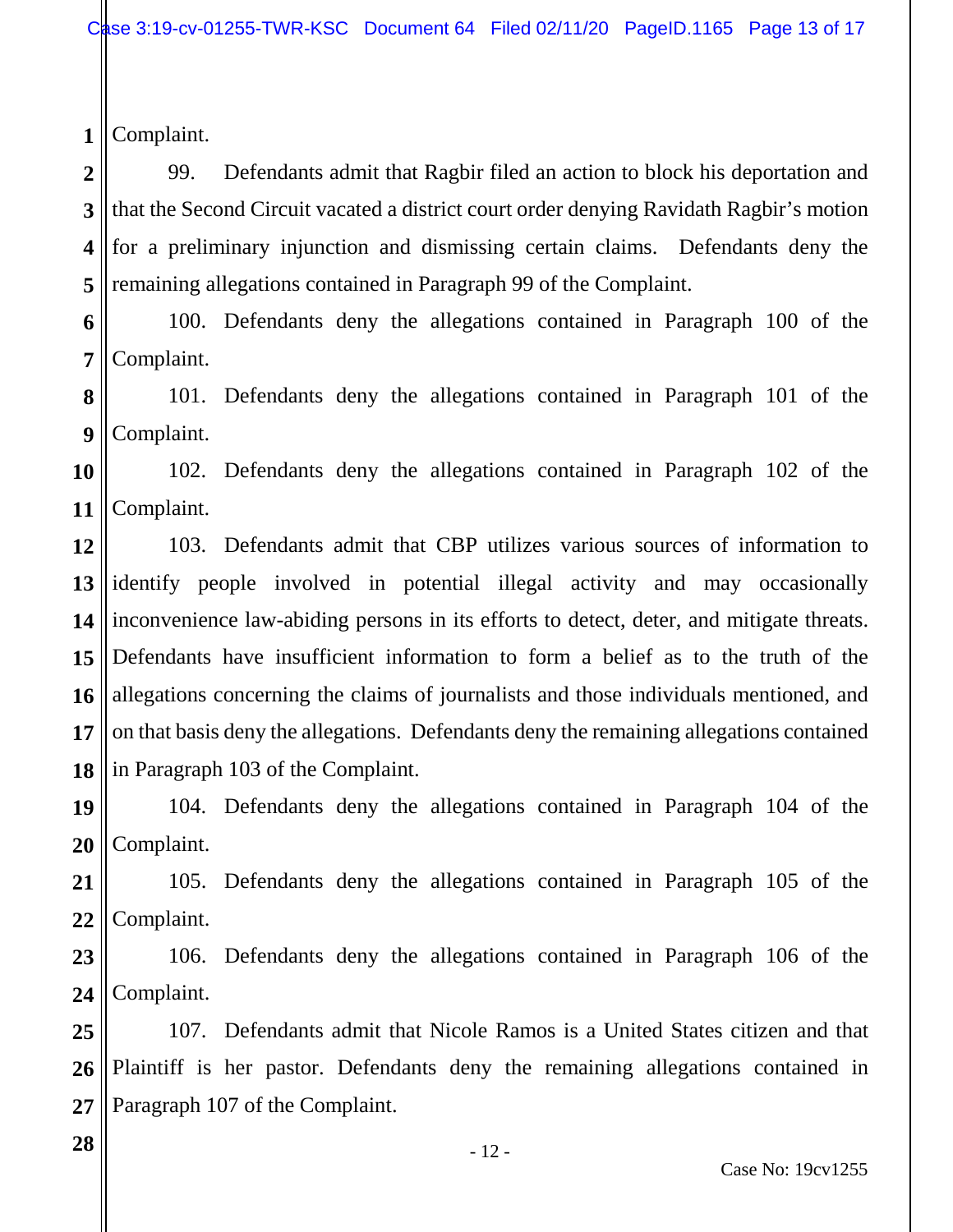Complaint.

99. Defendants admit that Ragbir filed an action to block his deportation and that the Second Circuit vacated a district court order denying Ravidath Ragbir's motion for a preliminary injunction and dismissing certain claims. Defendants deny the remaining allegations contained in Paragraph 99 of the Complaint.

100. Defendants deny the allegations contained in Paragraph 100 of the Complaint.

101. Defendants deny the allegations contained in Paragraph 101 of the Complaint.

102. Defendants deny the allegations contained in Paragraph 102 of the Complaint.

103. Defendants admit that CBP utilizes various sources of information to identify people involved in potential illegal activity and may occasionally inconvenience law-abiding persons in its efforts to detect, deter, and mitigate threats. Defendants have insufficient information to form a belief as to the truth of the allegations concerning the claims of journalists and those individuals mentioned, and on that basis deny the allegations. Defendants deny the remaining allegations contained in Paragraph 103 of the Complaint.

104. Defendants deny the allegations contained in Paragraph 104 of the Complaint.

105. Defendants deny the allegations contained in Paragraph 105 of the Complaint.

106. Defendants deny the allegations contained in Paragraph 106 of the Complaint.

107. Defendants admit that Nicole Ramos is a United States citizen and that Plaintiff is her pastor. Defendants deny the remaining allegations contained in Paragraph 107 of the Complaint.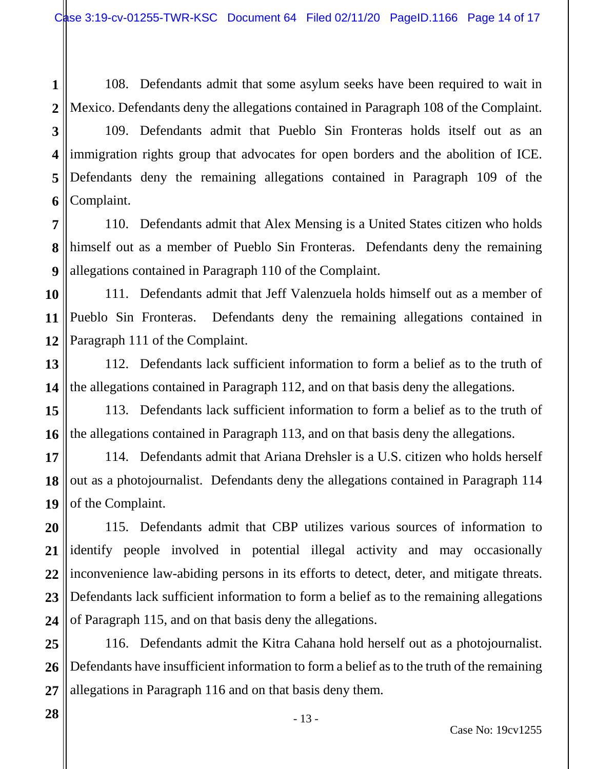108. Defendants admit that some asylum seeks have been required to wait in Mexico. Defendants deny the allegations contained in Paragraph 108 of the Complaint.

109. Defendants admit that Pueblo Sin Fronteras holds itself out as an immigration rights group that advocates for open borders and the abolition of ICE. Defendants deny the remaining allegations contained in Paragraph 109 of the Complaint.

110. Defendants admit that Alex Mensing is a United States citizen who holds himself out as a member of Pueblo Sin Fronteras. Defendants deny the remaining allegations contained in Paragraph 110 of the Complaint.

111. Defendants admit that Jeff Valenzuela holds himself out as a member of Pueblo Sin Fronteras. Defendants deny the remaining allegations contained in Paragraph 111 of the Complaint.

112. Defendants lack sufficient information to form a belief as to the truth of the allegations contained in Paragraph 112, and on that basis deny the allegations.

113. Defendants lack sufficient information to form a belief as to the truth of the allegations contained in Paragraph 113, and on that basis deny the allegations.

114. Defendants admit that Ariana Drehsler is a U.S. citizen who holds herself out as a photojournalist. Defendants deny the allegations contained in Paragraph 114 of the Complaint.

115. Defendants admit that CBP utilizes various sources of information to identify people involved in potential illegal activity and may occasionally inconvenience law-abiding persons in its efforts to detect, deter, and mitigate threats. Defendants lack sufficient information to form a belief as to the remaining allegations of Paragraph 115, and on that basis deny the allegations.

116. Defendants admit the Kitra Cahana hold herself out as a photojournalist. Defendants have insufficient information to form a belief as to the truth of the remaining allegations in Paragraph 116 and on that basis deny them.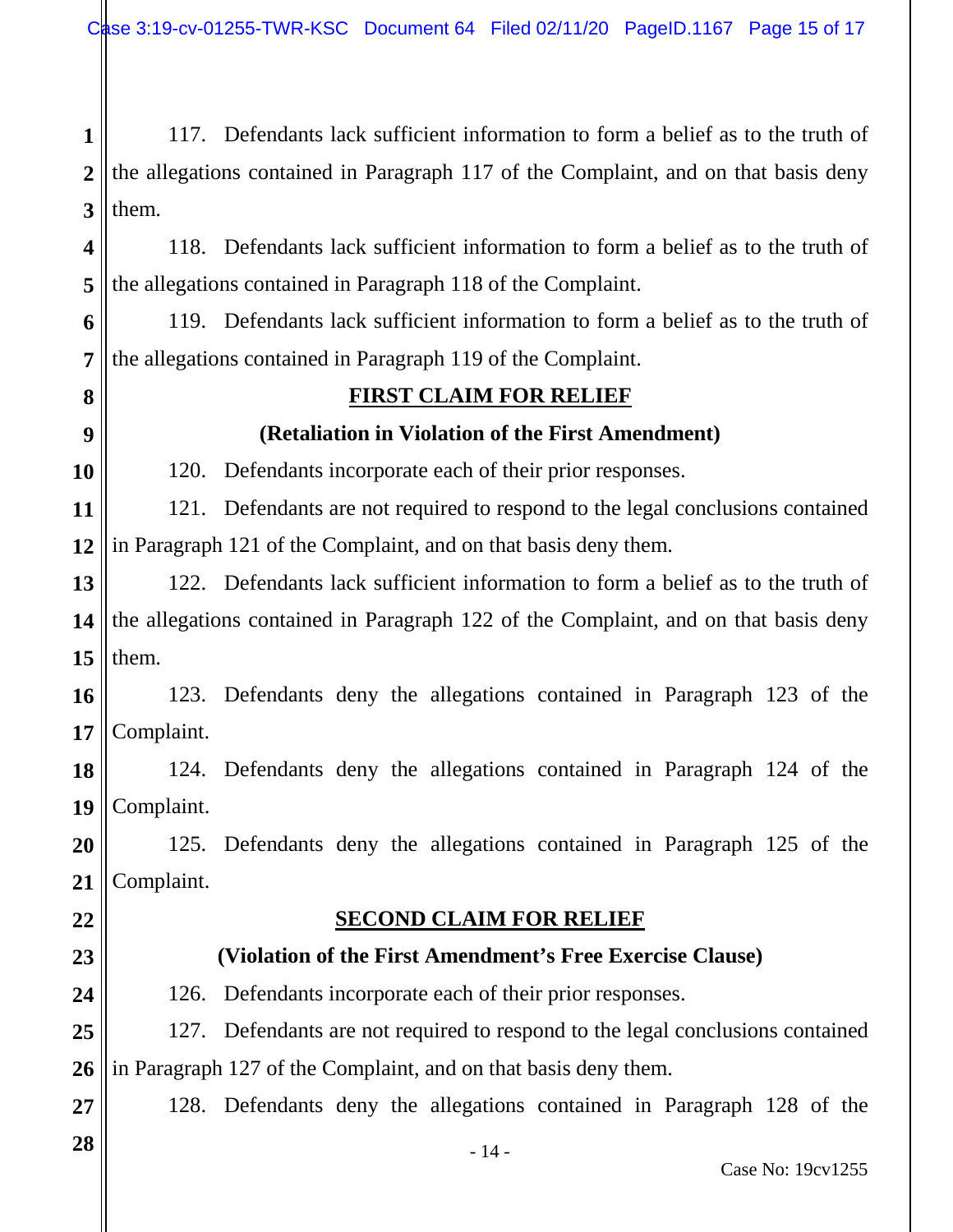117. Defendants lack sufficient information to form a belief as to the truth of the allegations contained in Paragraph 117 of the Complaint, and on that basis deny them.

118. Defendants lack sufficient information to form a belief as to the truth of the allegations contained in Paragraph 118 of the Complaint.

119. Defendants lack sufficient information to form a belief as to the truth of the allegations contained in Paragraph 119 of the Complaint.

## FIRST CLAIM FOR RELIEF

### (Retaliation in Violation of the First Amendment)

120. Defendants incorporate each of their prior responses.

121. Defendants are not required to respond to the legal conclusions contained in Paragraph 121 of the Complaint, and on that basis deny them.

122. Defendants lack sufficient information to form a belief as to the truth of the allegations contained in Paragraph 122 of the Complaint, and on that basis deny them.

123. Defendants deny the allegations contained in Paragraph 123 of the Complaint.

124. Defendants deny the allegations contained in Paragraph 124 of the Complaint.

125. Defendants deny the allegations contained in Paragraph 125 of the Complaint.

## SECOND CLAIM FOR RELIEF

### (Violation of the First Amendment's Free Exercise Clause)

126. Defendants incorporate each of their prior responses.

127. Defendants are not required to respond to the legal conclusions contained in Paragraph 127 of the Complaint, and on that basis deny them.

128. Defendants deny the allegations contained in Paragraph 128 of the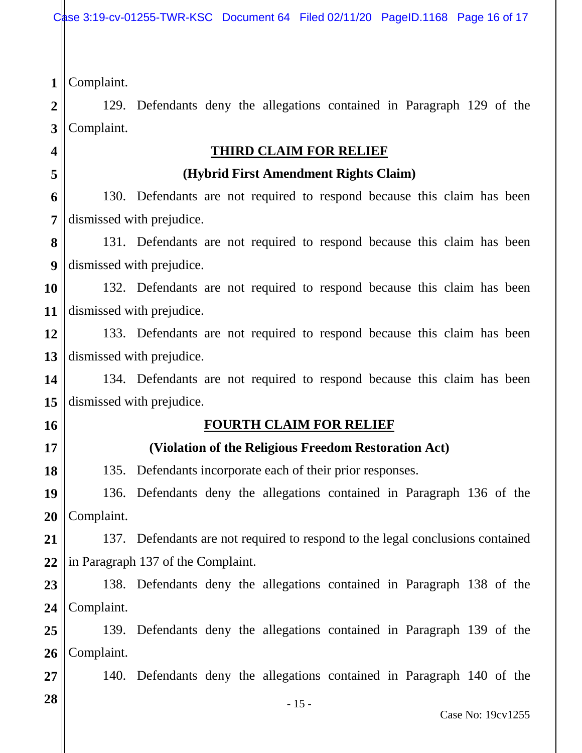Complaint.

129. Defendants deny the allegations contained in Paragraph 129 of the Complaint.

**THIRD CLAIM FOR RELIEF**

**(Hybrid First Amendment Rights Claim)**

130. Defendants are not required to respond because this claim has been dismissed with prejudice.

131. Defendants are not required to respond because this claim has been dismissed with prejudice.

132. Defendants are not required to respond because this claim has been dismissed with prejudice.

133. Defendants are not required to respond because this claim has been dismissed with prejudice.

134. Defendants are not required to respond because this claim has been dismissed with prejudice.

**FOURTH CLAIM FOR RELIEF**

**(Violation of the Religious Freedom Restoration Act)**

135. Defendants incorporate each of their prior responses.

136. Defendants deny the allegations contained in Paragraph 136 of the Complaint.

137. Defendants are not required to respond to the legal conclusions contained in Paragraph 137 of the Complaint.

138. Defendants deny the allegations contained in Paragraph 138 of the Complaint.

139. Defendants deny the allegations contained in Paragraph 139 of the Complaint.

140. Defendants deny the allegations contained in Paragraph 140 of the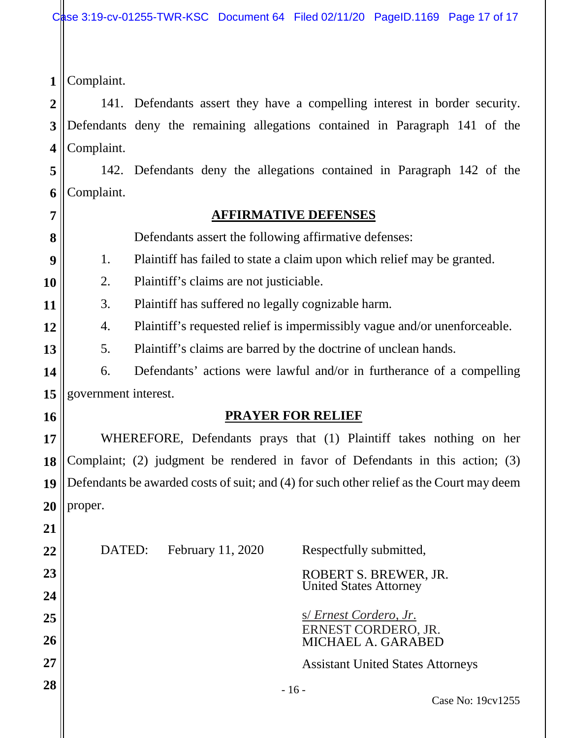Complaint.

141. Defendants assert they have a compelling interest in border security. Defendants deny the remaining allegations contained in Paragraph 141 of the Complaint.

142. Defendants deny the allegations contained in Paragraph 142 of the Complaint.

## AFFIRMATIVE DEFENSES

Defendants assert the following affirmative defenses:

1. Plaintiff has failed to state a claim upon which relief may be granted.
2. Plaintiff's claims are not justiciable.
3. Plaintiff has suffered no legally cognizable harm.
4. Plaintiff's requested relief is impermissibly vague and/or unenforceable.
5. Plaintiff's claims are barred by the doctrine of unclean hands.
6. Defendants' actions were lawful and/or in furtherance of a compelling government interest.

## PRAYER FOR RELIEF

WHEREFORE, Defendants prays that (1) Plaintiff takes nothing on her Complaint; (2) judgment be rendered in favor of Defendants in this action; (3) Defendants be awarded costs of suit; and (4) for such other relief as the Court may deem proper.

DATED: February 11, 2020

Respectfully submitted,

ROBERT S. BREWER, JR.
United States Attorney

s/ *Ernest Cordero, Jr.*
ERNEST CORDERO, JR.
MICHAEL A. GARABED

Assistant United States Attorneys

Case No: 19cv1255